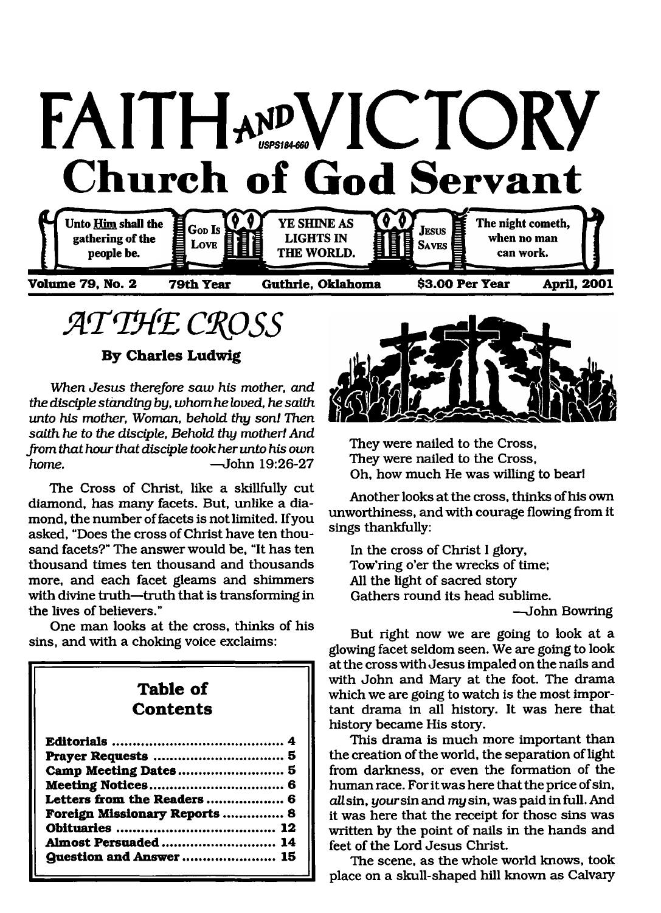# FAITH AND VICTORY

USPS184-660

## Church of God Servant

Unto Him shall the gathering of the people be. | GOD IS LOVE | YE SHINE AS LIGHTS IN THE WORLD. | JESUS SAVES | The night cometh, when no man can work.

**Volume 79, No. 2** **79th Year** **Guthrie, Oklahoma** **$3.00 Per Year** **April, 2001**

## AT THE CROSS

### By Charles Ludwig

*When Jesus therefore saw his mother, and the disciple standing by, whom he loved, he saith unto his mother, Woman, behold thy son! Then saith he to the disciple, Behold thy mother! And from that hour that disciple took her unto his own home.* —John 19:26-27

The Cross of Christ, like a skillfully cut diamond, has many facets. But, unlike a diamond, the number of facets is not limited. If you asked, "Does the cross of Christ have ten thousand facets?" The answer would be, "It has ten thousand times ten thousand and thousands more, and each facet gleams and shimmers with divine truth—truth that is transforming in the lives of believers."

One man looks at the cross, thinks of his sins, and with a choking voice exclaims:

They were nailed to the Cross,
They were nailed to the Cross,
Oh, how much He was willing to bear!

Another looks at the cross, thinks of his own unworthiness, and with courage flowing from it sings thankfully:

In the cross of Christ I glory,
Tow'ring o'er the wrecks of time;
All the light of sacred story
Gathers round its head sublime.
—John Bowring

But right now we are going to look at a glowing facet seldom seen. We are going to look at the cross with Jesus impaled on the nails and with John and Mary at the foot. The drama which we are going to watch is the most important drama in all history. It was here that history became His story.

This drama is much more important than the creation of the world, the separation of light from darkness, or even the formation of the human race. For it was here that the price of sin, *all* sin, *your* sin and *my* sin, was paid in full. And it was here that the receipt for those sins was written by the point of nails in the hands and feet of the Lord Jesus Christ.

The scene, as the whole world knows, took place on a skull-shaped hill known as Calvary

### Table of Contents

| | |
|---|---|
| **Editorials** | **4** |
| **Prayer Requests** | **5** |
| **Camp Meeting Dates** | **5** |
| **Meeting Notices** | **6** |
| **Letters from the Readers** | **6** |
| **Foreign Missionary Reports** | **8** |
| **Obituaries** | **12** |
| **Almost Persuaded** | **14** |
| **Question and Answer** | **15** |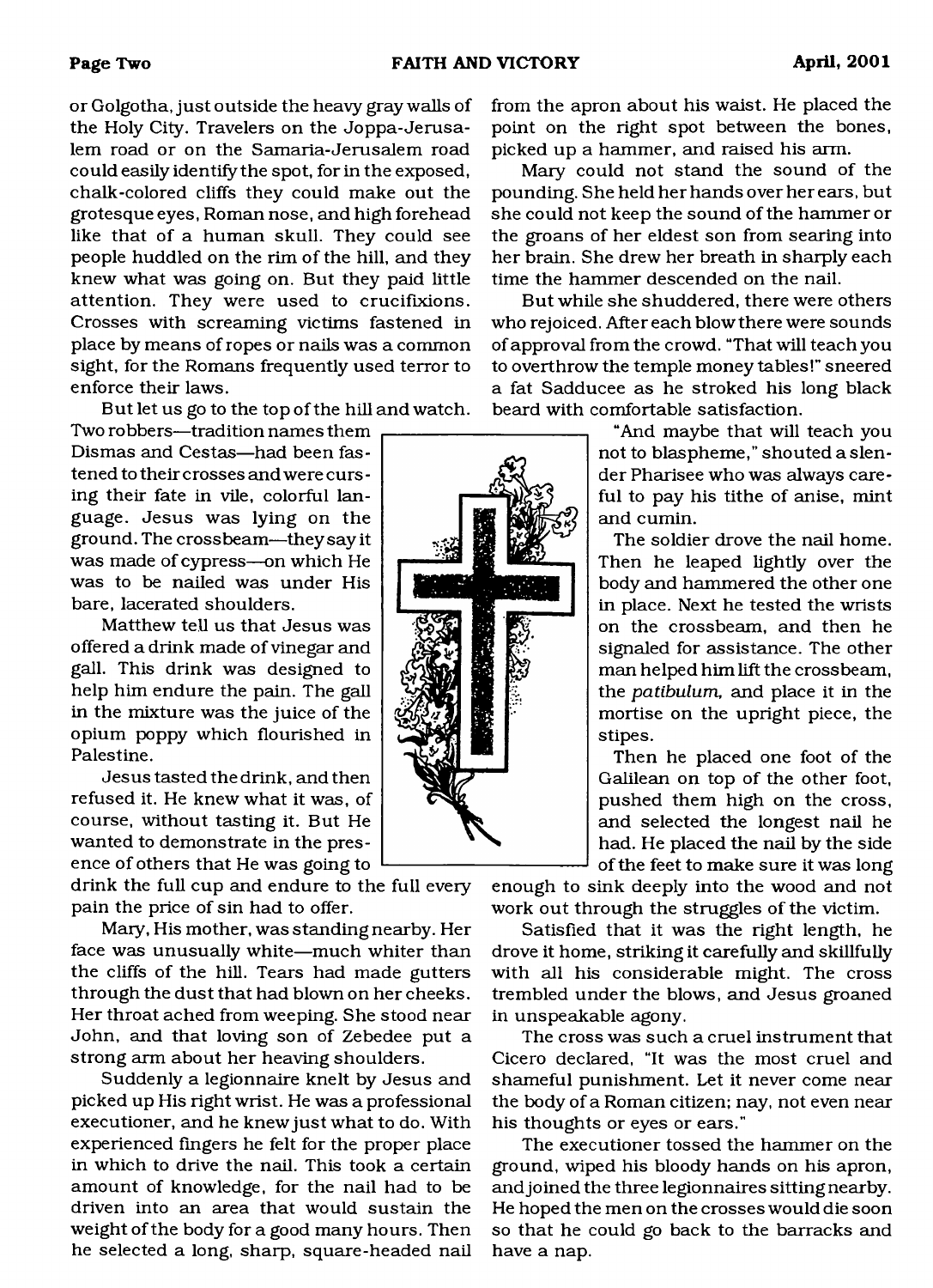or Golgotha, just outside the heavy gray walls of the Holy City. Travelers on the Joppa-Jerusalem road or on the Samaria-Jerusalem road could easily identify the spot, for in the exposed, chalk-colored cliffs they could make out the grotesque eyes, Roman nose, and high forehead like that of a human skull. They could see people huddled on the rim of the hill, and they knew what was going on. But they paid little attention. They were used to crucifixions. Crosses with screaming victims fastened in place by means of ropes or nails was a common sight, for the Romans frequently used terror to enforce their laws.

But let us go to the top of the hill and watch. Two robbers—tradition names them Dismas and Cestas—had been fastened to their crosses and were cursing their fate in vile, colorful language. Jesus was lying on the ground. The crossbeam—they say it was made of cypress—on which He was to be nailed was under His bare, lacerated shoulders.

Matthew tell us that Jesus was offered a drink made of vinegar and gall. This drink was designed to help him endure the pain. The gall in the mixture was the juice of the opium poppy which flourished in Palestine.

Jesus tasted the drink, and then refused it. He knew what it was, of course, without tasting it. But He wanted to demonstrate in the presence of others that He was going to drink the full cup and endure to the full every pain the price of sin had to offer.

Mary, His mother, was standing nearby. Her face was unusually white—much whiter than the cliffs of the hill. Tears had made gutters through the dust that had blown on her cheeks. Her throat ached from weeping. She stood near John, and that loving son of Zebedee put a strong arm about her heaving shoulders.

Suddenly a legionnaire knelt by Jesus and picked up His right wrist. He was a professional executioner, and he knew just what to do. With experienced fingers he felt for the proper place in which to drive the nail. This took a certain amount of knowledge, for the nail had to be driven into an area that would sustain the weight of the body for a good many hours. Then he selected a long, sharp, square-headed nail from the apron about his waist. He placed the point on the right spot between the bones, picked up a hammer, and raised his arm.

Mary could not stand the sound of the pounding. She held her hands over her ears, but she could not keep the sound of the hammer or the groans of her eldest son from searing into her brain. She drew her breath in sharply each time the hammer descended on the nail.

But while she shuddered, there were others who rejoiced. After each blow there were sounds of approval from the crowd. "That will teach you to overthrow the temple money tables!" sneered a fat Sadducee as he stroked his long black beard with comfortable satisfaction.

"And maybe that will teach you not to blaspheme," shouted a slender Pharisee who was always careful to pay his tithe of anise, mint and cumin.

The soldier drove the nail home. Then he leaped lightly over the body and hammered the other one in place. Next he tested the wrists on the crossbeam, and then he signaled for assistance. The other man helped him lift the crossbeam, the *patibulum,* and place it in the mortise on the upright piece, the stipes.

Then he placed one foot of the Galilean on top of the other foot, pushed them high on the cross, and selected the longest nail he had. He placed the nail by the side of the feet to make sure it was long enough to sink deeply into the wood and not work out through the struggles of the victim.

Satisfied that it was the right length, he drove it home, striking it carefully and skillfully with all his considerable might. The cross trembled under the blows, and Jesus groaned in unspeakable agony.

The cross was such a cruel instrument that Cicero declared, "It was the most cruel and shameful punishment. Let it never come near the body of a Roman citizen; nay, not even near his thoughts or eyes or ears."

The executioner tossed the hammer on the ground, wiped his bloody hands on his apron, and joined the three legionnaires sitting nearby. He hoped the men on the crosses would die soon so that he could go back to the barracks and have a nap.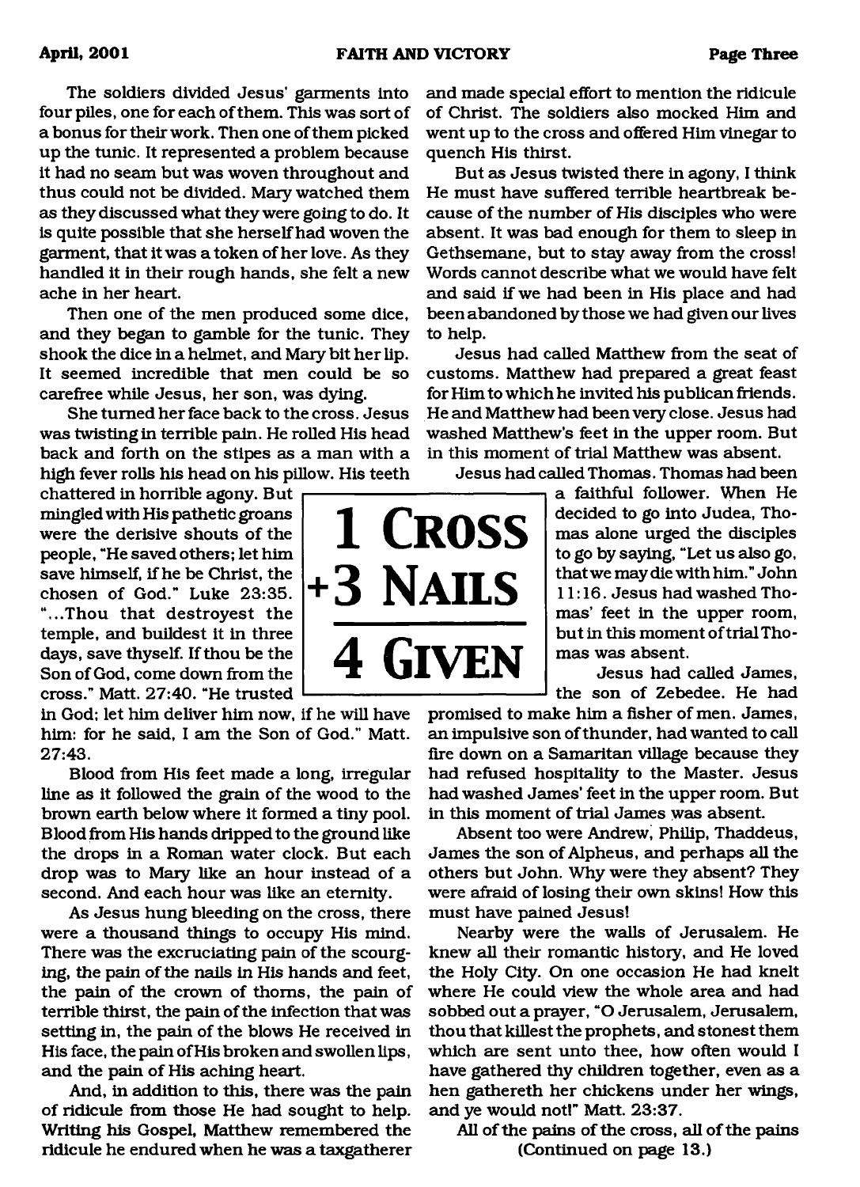The soldiers divided Jesus' garments into four piles, one for each of them. This was sort of a bonus for their work. Then one of them picked up the tunic. It represented a problem because it had no seam but was woven throughout and thus could not be divided. Mary watched them as they discussed what they were going to do. It is quite possible that she herself had woven the garment, that it was a token of her love. As they handled it in their rough hands, she felt a new ache in her heart.

Then one of the men produced some dice, and they began to gamble for the tunic. They shook the dice in a helmet, and Mary bit her lip. It seemed incredible that men could be so carefree while Jesus, her son, was dying.

She turned her face back to the cross. Jesus was twisting in terrible pain. He rolled His head back and forth on the stipes as a man with a high fever rolls his head on his pillow. His teeth chattered in horrible agony. But mingled with His pathetic groans were the derisive shouts of the people, "He saved others; let him save himself, if he be Christ, the chosen of God." Luke 23:35. "...Thou that destroyest the temple, and buildest it in three days, save thyself. If thou be the Son of God, come down from the cross." Matt. 27:40. "He trusted in God; let him deliver him now, if he will have him: for he said, I am the Son of God." Matt. 27:43.

**1 Cross**
**+3 Nails**
**4 Given**

Blood from His feet made a long, irregular line as it followed the grain of the wood to the brown earth below where it formed a tiny pool. Blood from His hands dripped to the ground like the drops in a Roman water clock. But each drop was to Mary like an hour instead of a second. And each hour was like an eternity.

As Jesus hung bleeding on the cross, there were a thousand things to occupy His mind. There was the excruciating pain of the scourging, the pain of the nails in His hands and feet, the pain of the crown of thorns, the pain of terrible thirst, the pain of the infection that was setting in, the pain of the blows He received in His face, the pain of His broken and swollen lips, and the pain of His aching heart.

And, in addition to this, there was the pain of ridicule from those He had sought to help. Writing his Gospel, Matthew remembered the ridicule he endured when he was a taxgatherer and made special effort to mention the ridicule of Christ. The soldiers also mocked Him and went up to the cross and offered Him vinegar to quench His thirst.

But as Jesus twisted there in agony, I think He must have suffered terrible heartbreak because of the number of His disciples who were absent. It was bad enough for them to sleep in Gethsemane, but to stay away from the cross! Words cannot describe what we would have felt and said if we had been in His place and had been abandoned by those we had given our lives to help.

Jesus had called Matthew from the seat of customs. Matthew had prepared a great feast for Him to which he invited his publican friends. He and Matthew had been very close. Jesus had washed Matthew's feet in the upper room. But in this moment of trial Matthew was absent.

Jesus had called Thomas. Thomas had been a faithful follower. When He decided to go into Judea, Thomas alone urged the disciples to go by saying, "Let us also go, that we may die with him." John 11:16. Jesus had washed Thomas' feet in the upper room, but in this moment of trial Thomas was absent.

Jesus had called James, the son of Zebedee. He had promised to make him a fisher of men. James, an impulsive son of thunder, had wanted to call fire down on a Samaritan village because they had refused hospitality to the Master. Jesus had washed James' feet in the upper room. But in this moment of trial James was absent.

Absent too were Andrew, Philip, Thaddeus, James the son of Alpheus, and perhaps all the others but John. Why were they absent? They were afraid of losing their own skins! How this must have pained Jesus!

Nearby were the walls of Jerusalem. He knew all their romantic history, and He loved the Holy City. On one occasion He had knelt where He could view the whole area and had sobbed out a prayer, "O Jerusalem, Jerusalem, thou that killest the prophets, and stonest them which are sent unto thee, how often would I have gathered thy children together, even as a hen gathereth her chickens under her wings, and ye would not!" Matt. 23:37.

All of the pains of the cross, all of the pains

(Continued on page 13.)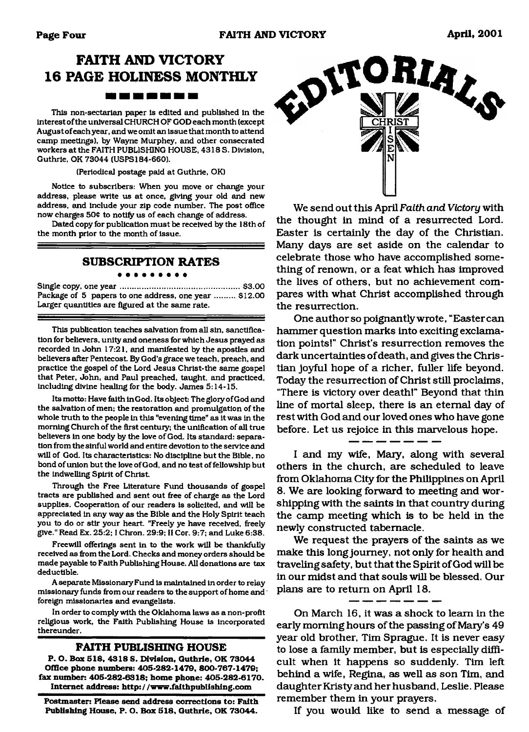# FAITH AND VICTORY 16 PAGE HOLINESS MONTHLY

This non-sectarian paper is edited and published in the interest of the universal CHURCH OF GOD each month (except August of each year, and we omit an issue that month to attend camp meetings), by Wayne Murphey, and other consecrated workers at the FAITH PUBLISHING HOUSE, 4318 S. Division, Guthrie, OK 73044 (USPS184-660).

(Periodical postage paid at Guthrie, OK)

Notice to subscribers: When you move or change your address, please write us at once, giving your old and new address, and include your zip code number. The post office now charges 50¢ to notify us of each change of address.

Dated copy for publication must be received by the 18th of the month prior to the month of issue.

## SUBSCRIPTION RATES

Single copy, one year ........................................ $3.00
Package of 5 papers to one address, one year ......... $12.00
Larger quantities are figured at the same rate.

This publication teaches salvation from all sin, sanctification for believers, unity and oneness for which Jesus prayed as recorded in John 17:21, and manifested by the apostles and believers after Pentecost. By God's grace we teach, preach, and practice the gospel of the Lord Jesus Christ-the same gospel that Peter, John, and Paul preached, taught, and practiced, including divine healing for the body. James 5:14-15.

Its motto: Have faith in God. Its object: The glory of God and the salvation of men; the restoration and promulgation of the whole truth to the people in this "evening time" as it was in the morning Church of the first century; the unification of all true believers in one body by the love of God. Its standard: separation from the sinful world and entire devotion to the service and will of God. Its characteristics: No discipline but the Bible, no bond of union but the love of God, and no test of fellowship but the indwelling Spirit of Christ.

Through the Free Literature Fund thousands of gospel tracts are published and sent out free of charge as the Lord supplies. Cooperation of our readers is solicited, and will be appreciated in any way as the Bible and the Holy Spirit teach you to do or stir your heart. "Freely ye have received, freely give." Read Ex. 25:2; I Chron. 29:9; II Cor. 9:7; and Luke 6:38.

Freewill offerings sent in to the work will be thankfully received as from the Lord. Checks and money orders should be made payable to Faith Publishing House. All donations are tax deductible.

A separate Missionary Fund is maintained in order to relay missionary funds from our readers to the support of home and foreign missionaries and evangelists.

In order to comply with the Oklahoma laws as a non-profit religious work, the Faith Publishing House is incorporated thereunder.

## FAITH PUBLISHING HOUSE

**P. O. Box 518, 4318 S. Division, Guthrie, OK 73044**
**Office phone numbers: 405-282-1479, 800-767-1479; fax number: 405-282-6318; home phone: 405-282-6170.**
**Internet address: http://www.faithpublishing.com**

**Postmaster: Please send address corrections to: Faith Publishing House, P. O. Box 518, Guthrie, OK 73044.**

# EDITORIALS

CHRIST IS RISEN

We send out this April *Faith and Victory* with the thought in mind of a resurrected Lord. Easter is certainly the day of the Christian. Many days are set aside on the calendar to celebrate those who have accomplished something of renown, or a feat which has improved the lives of others, but no achievement compares with what Christ accomplished through the resurrection.

One author so poignantly wrote, "Easter can hammer question marks into exciting exclamation points!" Christ's resurrection removes the dark uncertainties of death, and gives the Christian joyful hope of a richer, fuller life beyond. Today the resurrection of Christ still proclaims, "There is victory over death!" Beyond that thin line of mortal sleep, there is an eternal day of rest with God and our loved ones who have gone before. Let us rejoice in this marvelous hope.

---

I and my wife, Mary, along with several others in the church, are scheduled to leave from Oklahoma City for the Philippines on April 8. We are looking forward to meeting and worshipping with the saints in that country during the camp meeting which is to be held in the newly constructed tabernacle.

We request the prayers of the saints as we make this long journey, not only for health and traveling safety, but that the Spirit of God will be in our midst and that souls will be blessed. Our plans are to return on April 18.

---

On March 16, it was a shock to learn in the early morning hours of the passing of Mary's 49 year old brother, Tim Sprague. It is never easy to lose a family member, but is especially difficult when it happens so suddenly. Tim left behind a wife, Regina, as well as son Tim, and daughter Kristy and her husband, Leslie. Please remember them in your prayers.

If you would like to send a message of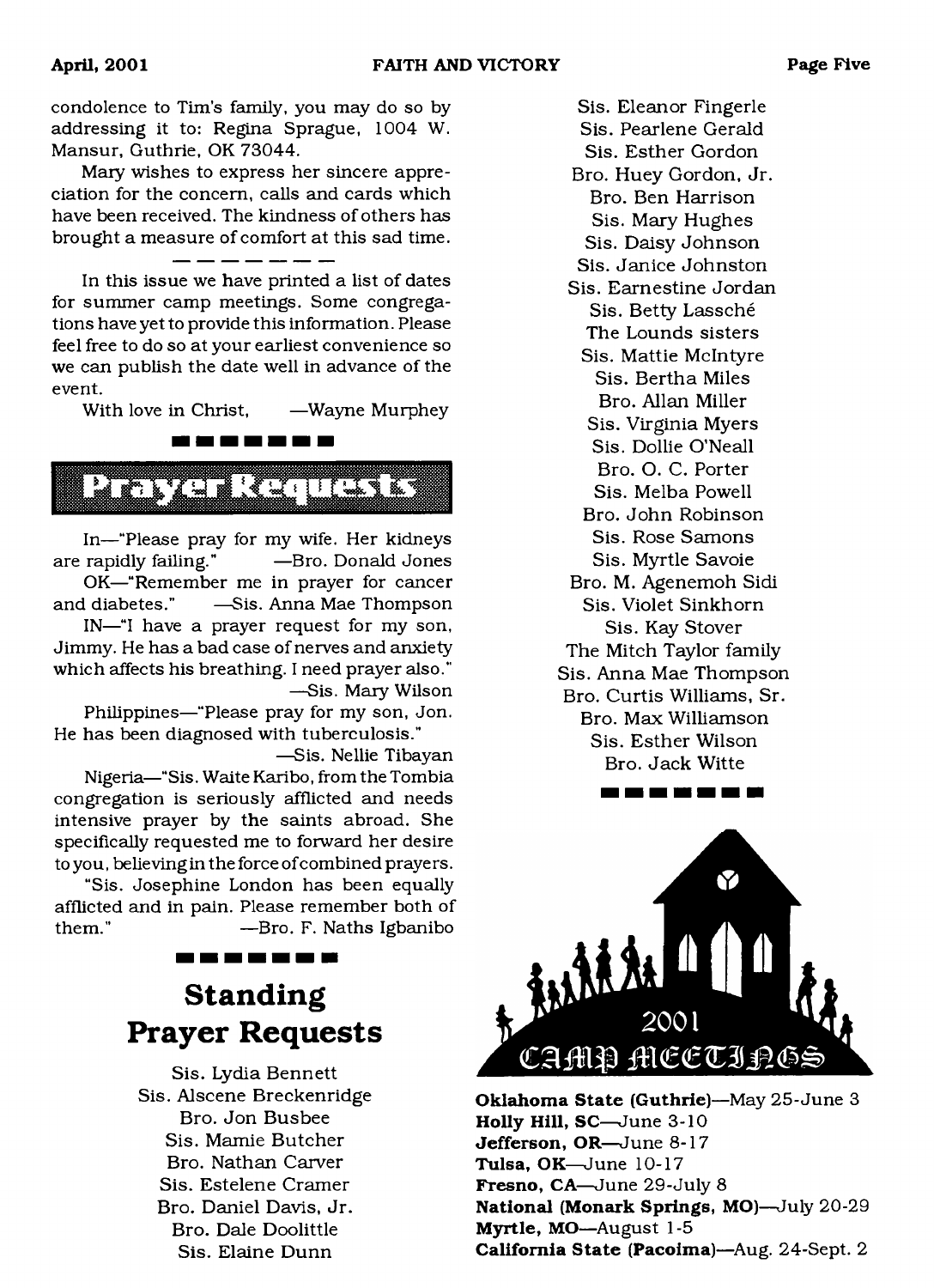condolence to Tim's family, you may do so by addressing it to: Regina Sprague, 1004 W. Mansur, Guthrie, OK 73044.

Mary wishes to express her sincere appreciation for the concern, calls and cards which have been received. The kindness of others has brought a measure of comfort at this sad time.

— — — — — — —

In this issue we have printed a list of dates for summer camp meetings. Some congregations have yet to provide this information. Please feel free to do so at your earliest convenience so we can publish the date well in advance of the event.

With love in Christ, —Wayne Murphey

## Prayer Requests

In—"Please pray for my wife. Her kidneys are rapidly failing." —Bro. Donald Jones

OK—"Remember me in prayer for cancer and diabetes." —Sis. Anna Mae Thompson

IN—"I have a prayer request for my son, Jimmy. He has a bad case of nerves and anxiety which affects his breathing. I need prayer also." —Sis. Mary Wilson

Philippines—"Please pray for my son, Jon. He has been diagnosed with tuberculosis." —Sis. Nellie Tibayan

Nigeria—"Sis. Waite Karibo, from the Tombia congregation is seriously afflicted and needs intensive prayer by the saints abroad. She specifically requested me to forward her desire to you, believing in the force of combined prayers.

"Sis. Josephine London has been equally afflicted and in pain. Please remember both of them." —Bro. F. Naths Igbanibo

## Standing Prayer Requests

Sis. Lydia Bennett
Sis. Alscene Breckenridge
Bro. Jon Busbee
Sis. Mamie Butcher
Bro. Nathan Carver
Sis. Estelene Cramer
Bro. Daniel Davis, Jr.
Bro. Dale Doolittle
Sis. Elaine Dunn
Sis. Eleanor Fingerle
Sis. Pearlene Gerald
Sis. Esther Gordon
Bro. Huey Gordon, Jr.
Bro. Ben Harrison
Sis. Mary Hughes
Sis. Daisy Johnson
Sis. Janice Johnston
Sis. Earnestine Jordan
Sis. Betty Lassché
The Lounds sisters
Sis. Mattie McIntyre
Sis. Bertha Miles
Bro. Allan Miller
Sis. Virginia Myers
Sis. Dollie O'Neall
Bro. O. C. Porter
Sis. Melba Powell
Bro. John Robinson
Sis. Rose Samons
Sis. Myrtle Savoie
Bro. M. Agenemoh Sidi
Sis. Violet Sinkhorn
Sis. Kay Stover
The Mitch Taylor family
Sis. Anna Mae Thompson
Bro. Curtis Williams, Sr.
Bro. Max Williamson
Sis. Esther Wilson
Bro. Jack Witte

## 2001 Camp Meetings

**Oklahoma State (Guthrie)**—May 25-June 3
**Holly Hill, SC**—June 3-10
**Jefferson, OR**—June 8-17
**Tulsa, OK**—June 10-17
**Fresno, CA**—June 29-July 8
**National (Monark Springs, MO)**—July 20-29
**Myrtle, MO**—August 1-5
**California State (Pacoima)**—Aug. 24-Sept. 2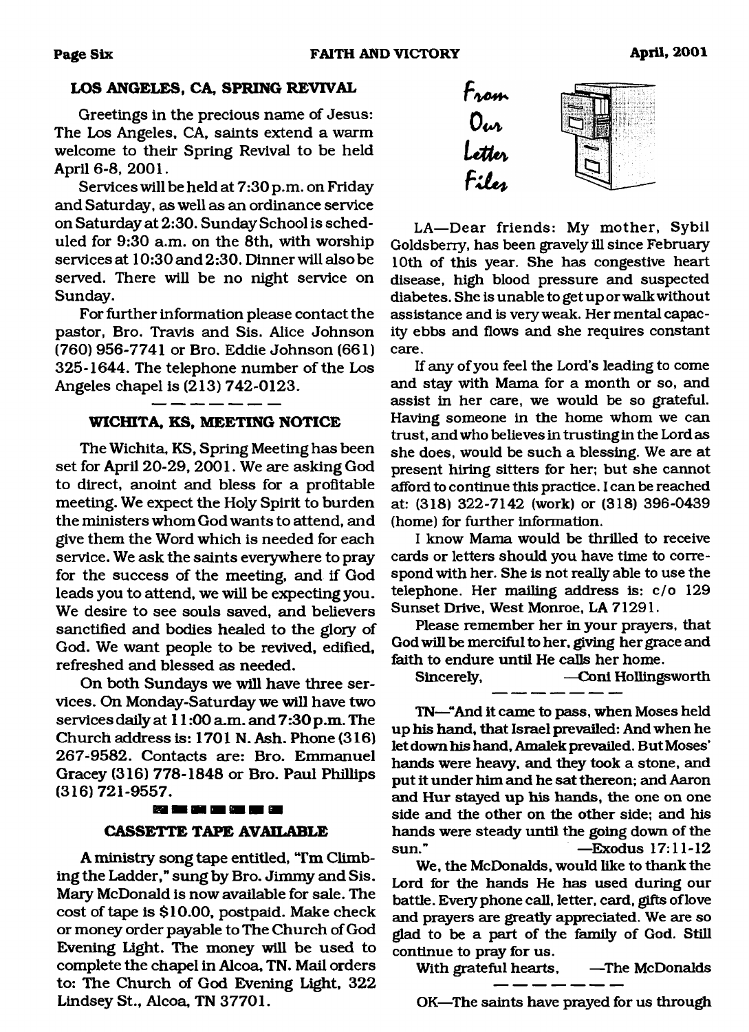## LOS ANGELES, CA, SPRING REVIVAL

Greetings in the precious name of Jesus: The Los Angeles, CA, saints extend a warm welcome to their Spring Revival to be held April 6-8, 2001.

Services will be held at 7:30 p.m. on Friday and Saturday, as well as an ordinance service on Saturday at 2:30. Sunday School is scheduled for 9:30 a.m. on the 8th, with worship services at 10:30 and 2:30. Dinner will also be served. There will be no night service on Sunday.

For further information please contact the pastor, Bro. Travis and Sis. Alice Johnson (760) 956-7741 or Bro. Eddie Johnson (661) 325-1644. The telephone number of the Los Angeles chapel is (213) 742-0123.

---

## WICHITA, KS, MEETING NOTICE

The Wichita, KS, Spring Meeting has been set for April 20-29, 2001. We are asking God to direct, anoint and bless for a profitable meeting. We expect the Holy Spirit to burden the ministers whom God wants to attend, and give them the Word which is needed for each service. We ask the saints everywhere to pray for the success of the meeting, and if God leads you to attend, we will be expecting you. We desire to see souls saved, and believers sanctified and bodies healed to the glory of God. We want people to be revived, edified, refreshed and blessed as needed.

On both Sundays we will have three services. On Monday-Saturday we will have two services daily at 11:00 a.m. and 7:30 p.m. The Church address is: 1701 N. Ash. Phone (316) 267-9582. Contacts are: Bro. Emmanuel Gracey (316) 778-1848 or Bro. Paul Phillips (316) 721-9557.

---

## CASSETTE TAPE AVAILABLE

A ministry song tape entitled, "I'm Climbing the Ladder," sung by Bro. Jimmy and Sis. Mary McDonald is now available for sale. The cost of tape is $10.00, postpaid. Make check or money order payable to The Church of God Evening Light. The money will be used to complete the chapel in Alcoa, TN. Mail orders to: The Church of God Evening Light, 322 Lindsey St., Alcoa, TN 37701.

## From Our Letter Files

LA—Dear friends: My mother, Sybil Goldsberry, has been gravely ill since February 10th of this year. She has congestive heart disease, high blood pressure and suspected diabetes. She is unable to get up or walk without assistance and is very weak. Her mental capacity ebbs and flows and she requires constant care.

If any of you feel the Lord's leading to come and stay with Mama for a month or so, and assist in her care, we would be so grateful. Having someone in the home whom we can trust, and who believes in trusting in the Lord as she does, would be such a blessing. We are at present hiring sitters for her; but she cannot afford to continue this practice. I can be reached at: (318) 322-7142 (work) or (318) 396-0439 (home) for further information.

I know Mama would be thrilled to receive cards or letters should you have time to correspond with her. She is not really able to use the telephone. Her mailing address is: c/o 129 Sunset Drive, West Monroe, LA 71291.

Please remember her in your prayers, that God will be merciful to her, giving her grace and faith to endure until He calls her home.

Sincerely, —Coni Hollingsworth

---

TN—"And it came to pass, when Moses held up his hand, that Israel prevailed: And when he let down his hand, Amalek prevailed. But Moses' hands were heavy, and they took a stone, and put it under him and he sat thereon; and Aaron and Hur stayed up his hands, the one on one side and the other on the other side; and his hands were steady until the going down of the sun." —Exodus 17:11-12

We, the McDonalds, would like to thank the Lord for the hands He has used during our battle. Every phone call, letter, card, gifts of love and prayers are greatly appreciated. We are so glad to be a part of the family of God. Still continue to pray for us.

With grateful hearts, —The McDonalds

---

OK—The saints have prayed for us through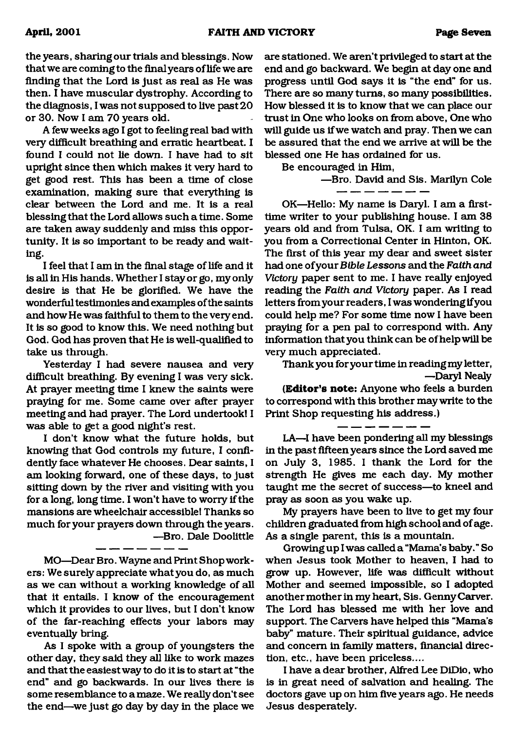the years, sharing our trials and blessings. Now that we are coming to the final years of life we are finding that the Lord is just as real as He was then. I have muscular dystrophy. According to the diagnosis, I was not supposed to live past 20 or 30. Now I am 70 years old.

A few weeks ago I got to feeling real bad with very difficult breathing and erratic heartbeat. I found I could not lie down. I have had to sit upright since then which makes it very hard to get good rest. This has been a time of close examination, making sure that everything is clear between the Lord and me. It is a real blessing that the Lord allows such a time. Some are taken away suddenly and miss this opportunity. It is so important to be ready and waiting.

I feel that I am in the final stage of life and it is all in His hands. Whether I stay or go, my only desire is that He be glorified. We have the wonderful testimonies and examples of the saints and how He was faithful to them to the very end. It is so good to know this. We need nothing but God. God has proven that He is well-qualified to take us through.

Yesterday I had severe nausea and very difficult breathing. By evening I was very sick. At prayer meeting time I knew the saints were praying for me. Some came over after prayer meeting and had prayer. The Lord undertook! I was able to get a good night's rest.

I don't know what the future holds, but knowing that God controls my future, I confidently face whatever He chooses. Dear saints, I am looking forward, one of these days, to just sitting down by the river and visiting with you for a long, long time. I won't have to worry if the mansions are wheelchair accessible! Thanks so much for your prayers down through the years.

—Bro. Dale Doolittle

— — — — — — —

MO—Dear Bro. Wayne and Print Shop workers: We surely appreciate what you do, as much as we can without a working knowledge of all that it entails. I know of the encouragement which it provides to our lives, but I don't know of the far-reaching effects your labors may eventually bring.

As I spoke with a group of youngsters the other day, they said they all like to work mazes and that the easiest way to do it is to start at "the end" and go backwards. In our lives there is some resemblance to a maze. We really don't see the end—we just go day by day in the place we are stationed. We aren't privileged to start at the end and go backward. We begin at day one and progress until God says it is "the end" for us. There are so many turns, so many possibilities. How blessed it is to know that we can place our trust in One who looks on from above, One who will guide us if we watch and pray. Then we can be assured that the end we arrive at will be the blessed one He has ordained for us.

Be encouraged in Him,

—Bro. David and Sis. Marilyn Cole

— — — — — — —

OK—Hello: My name is Daryl. I am a first-time writer to your publishing house. I am 38 years old and from Tulsa, OK. I am writing to you from a Correctional Center in Hinton, OK. The first of this year my dear and sweet sister had one of your *Bible Lessons* and the *Faith and Victory* paper sent to me. I have really enjoyed reading the *Faith and Victory* paper. As I read letters from your readers, I was wondering if you could help me? For some time now I have been praying for a pen pal to correspond with. Any information that you think can be of help will be very much appreciated.

Thank you for your time in reading my letter,

—Daryl Nealy

(**Editor's note:** Anyone who feels a burden to correspond with this brother may write to the Print Shop requesting his address.)

— — — — — — —

LA—I have been pondering all my blessings in the past fifteen years since the Lord saved me on July 3, 1985. I thank the Lord for the strength He gives me each day. My mother taught me the secret of success—to kneel and pray as soon as you wake up.

My prayers have been to live to get my four children graduated from high school and of age. As a single parent, this is a mountain.

Growing up I was called a "Mama's baby." So when Jesus took Mother to heaven, I had to grow up. However, life was difficult without Mother and seemed impossible, so I adopted another mother in my heart, Sis. Genny Carver. The Lord has blessed me with her love and support. The Carvers have helped this "Mama's baby" mature. Their spiritual guidance, advice and concern in family matters, financial direction, etc., have been priceless....

I have a dear brother, Alfred Lee DiDio, who is in great need of salvation and healing. The doctors gave up on him five years ago. He needs Jesus desperately.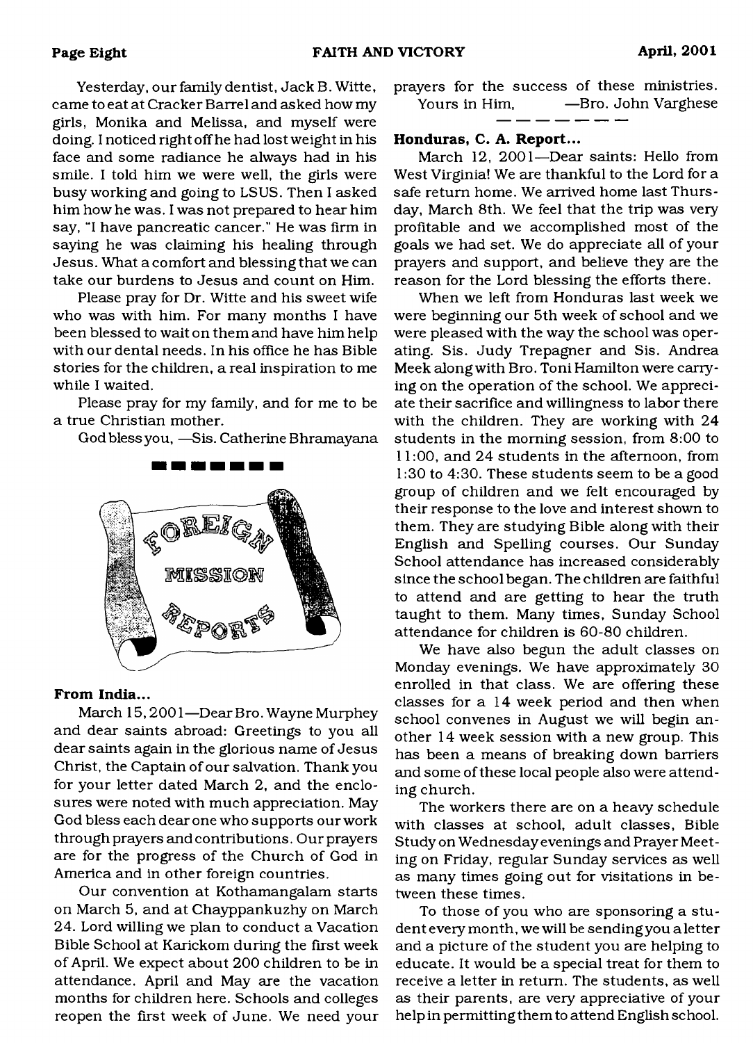Yesterday, our family dentist, Jack B. Witte, came to eat at Cracker Barrel and asked how my girls, Monika and Melissa, and myself were doing. I noticed right off he had lost weight in his face and some radiance he always had in his smile. I told him we were well, the girls were busy working and going to LSUS. Then I asked him how he was. I was not prepared to hear him say, "I have pancreatic cancer." He was firm in saying he was claiming his healing through Jesus. What a comfort and blessing that we can take our burdens to Jesus and count on Him.

Please pray for Dr. Witte and his sweet wife who was with him. For many months I have been blessed to wait on them and have him help with our dental needs. In his office he has Bible stories for the children, a real inspiration to me while I waited.

Please pray for my family, and for me to be a true Christian mother.

God bless you, —Sis. Catherine Bhramayana

# Foreign Mission Reports

**From India...**

March 15, 2001—Dear Bro. Wayne Murphey and dear saints abroad: Greetings to you all dear saints again in the glorious name of Jesus Christ, the Captain of our salvation. Thank you for your letter dated March 2, and the enclosures were noted with much appreciation. May God bless each dear one who supports our work through prayers and contributions. Our prayers are for the progress of the Church of God in America and in other foreign countries.

Our convention at Kothamangalam starts on March 5, and at Chayppankuzhy on March 24. Lord willing we plan to conduct a Vacation Bible School at Karickom during the first week of April. We expect about 200 children to be in attendance. April and May are the vacation months for children here. Schools and colleges reopen the first week of June. We need your prayers for the success of these ministries.

Yours in Him, —Bro. John Varghese

**Honduras, C. A. Report...**

March 12, 2001—Dear saints: Hello from West Virginia! We are thankful to the Lord for a safe return home. We arrived home last Thursday, March 8th. We feel that the trip was very profitable and we accomplished most of the goals we had set. We do appreciate all of your prayers and support, and believe they are the reason for the Lord blessing the efforts there.

When we left from Honduras last week we were beginning our 5th week of school and we were pleased with the way the school was operating. Sis. Judy Trepagner and Sis. Andrea Meek along with Bro. Toni Hamilton were carrying on the operation of the school. We appreciate their sacrifice and willingness to labor there with the children. They are working with 24 students in the morning session, from 8:00 to 11:00, and 24 students in the afternoon, from 1:30 to 4:30. These students seem to be a good group of children and we felt encouraged by their response to the love and interest shown to them. They are studying Bible along with their English and Spelling courses. Our Sunday School attendance has increased considerably since the school began. The children are faithful to attend and are getting to hear the truth taught to them. Many times, Sunday School attendance for children is 60-80 children.

We have also begun the adult classes on Monday evenings. We have approximately 30 enrolled in that class. We are offering these classes for a 14 week period and then when school convenes in August we will begin another 14 week session with a new group. This has been a means of breaking down barriers and some of these local people also were attending church.

The workers there are on a heavy schedule with classes at school, adult classes, Bible Study on Wednesday evenings and Prayer Meeting on Friday, regular Sunday services as well as many times going out for visitations in between these times.

To those of you who are sponsoring a student every month, we will be sending you a letter and a picture of the student you are helping to educate. It would be a special treat for them to receive a letter in return. The students, as well as their parents, are very appreciative of your help in permitting them to attend English school.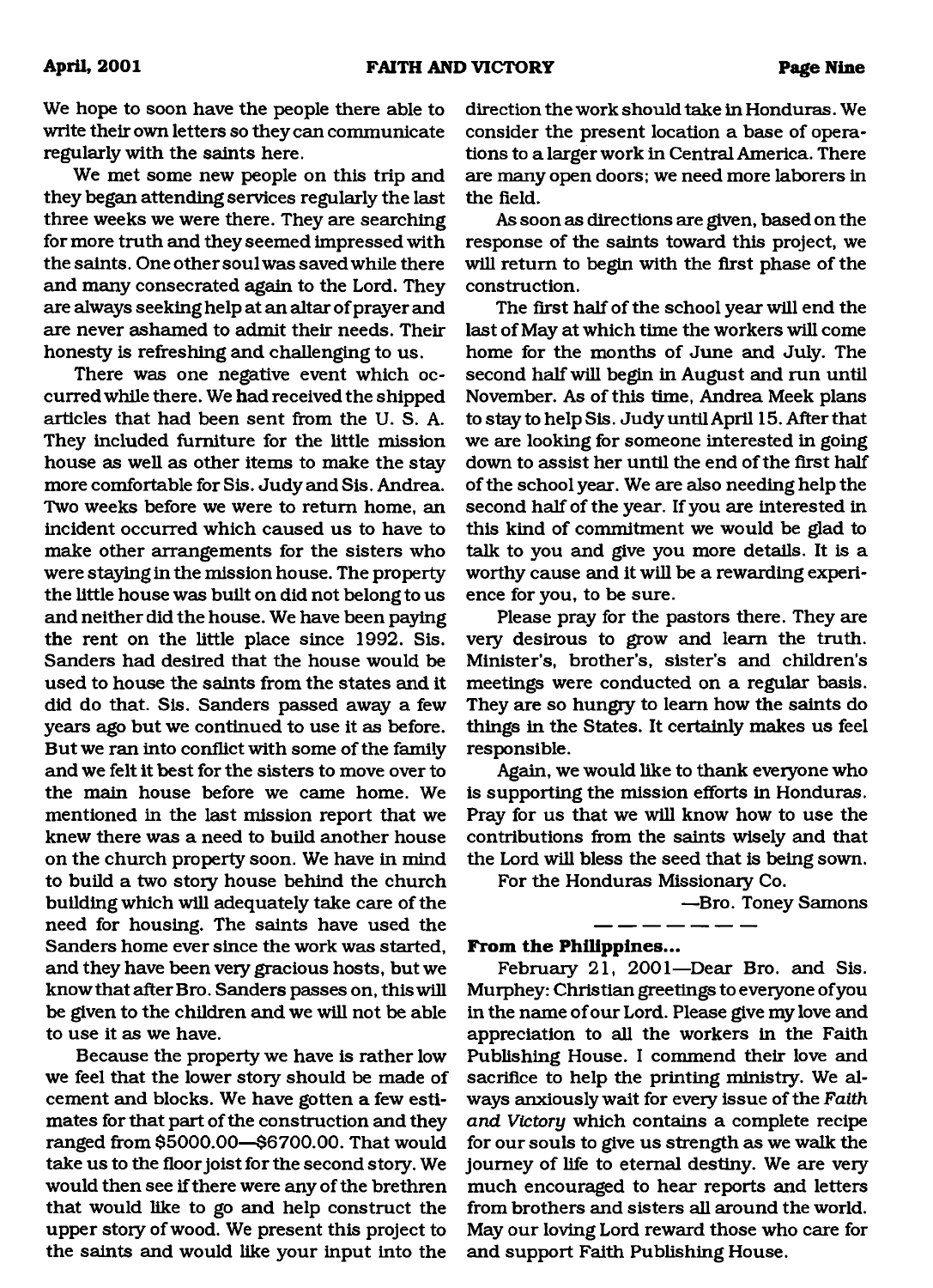We hope to soon have the people there able to write their own letters so they can communicate regularly with the saints here.

We met some new people on this trip and they began attending services regularly the last three weeks we were there. They are searching for more truth and they seemed impressed with the saints. One other soul was saved while there and many consecrated again to the Lord. They are always seeking help at an altar of prayer and are never ashamed to admit their needs. Their honesty is refreshing and challenging to us.

There was one negative event which occurred while there. We had received the shipped articles that had been sent from the U. S. A. They included furniture for the little mission house as well as other items to make the stay more comfortable for Sis. Judy and Sis. Andrea. Two weeks before we were to return home, an incident occurred which caused us to have to make other arrangements for the sisters who were staying in the mission house. The property the little house was built on did not belong to us and neither did the house. We have been paying the rent on the little place since 1992. Sis. Sanders had desired that the house would be used to house the saints from the states and it did do that. Sis. Sanders passed away a few years ago but we continued to use it as before. But we ran into conflict with some of the family and we felt it best for the sisters to move over to the main house before we came home. We mentioned in the last mission report that we knew there was a need to build another house on the church property soon. We have in mind to build a two story house behind the church building which will adequately take care of the need for housing. The saints have used the Sanders home ever since the work was started, and they have been very gracious hosts, but we know that after Bro. Sanders passes on, this will be given to the children and we will not be able to use it as we have.

Because the property we have is rather low we feel that the lower story should be made of cement and blocks. We have gotten a few estimates for that part of the construction and they ranged from $5000.00—$6700.00. That would take us to the floor joist for the second story. We would then see if there were any of the brethren that would like to go and help construct the upper story of wood. We present this project to the saints and would like your input into the direction the work should take in Honduras. We consider the present location a base of operations to a larger work in Central America. There are many open doors; we need more laborers in the field.

As soon as directions are given, based on the response of the saints toward this project, we will return to begin with the first phase of the construction.

The first half of the school year will end the last of May at which time the workers will come home for the months of June and July. The second half will begin in August and run until November. As of this time, Andrea Meek plans to stay to help Sis. Judy until April 15. After that we are looking for someone interested in going down to assist her until the end of the first half of the school year. We are also needing help the second half of the year. If you are interested in this kind of commitment we would be glad to talk to you and give you more details. It is a worthy cause and it will be a rewarding experience for you, to be sure.

Please pray for the pastors there. They are very desirous to grow and learn the truth. Minister's, brother's, sister's and children's meetings were conducted on a regular basis. They are so hungry to learn how the saints do things in the States. It certainly makes us feel responsible.

Again, we would like to thank everyone who is supporting the mission efforts in Honduras. Pray for us that we will know how to use the contributions from the saints wisely and that the Lord will bless the seed that is being sown.

For the Honduras Missionary Co.

—Bro. Toney Samons

---

**From the Philippines...**

February 21, 2001—Dear Bro. and Sis. Murphey: Christian greetings to everyone of you in the name of our Lord. Please give my love and appreciation to all the workers in the Faith Publishing House. I commend their love and sacrifice to help the printing ministry. We always anxiously wait for every issue of the *Faith and Victory* which contains a complete recipe for our souls to give us strength as we walk the journey of life to eternal destiny. We are very much encouraged to hear reports and letters from brothers and sisters all around the world. May our loving Lord reward those who care for and support Faith Publishing House.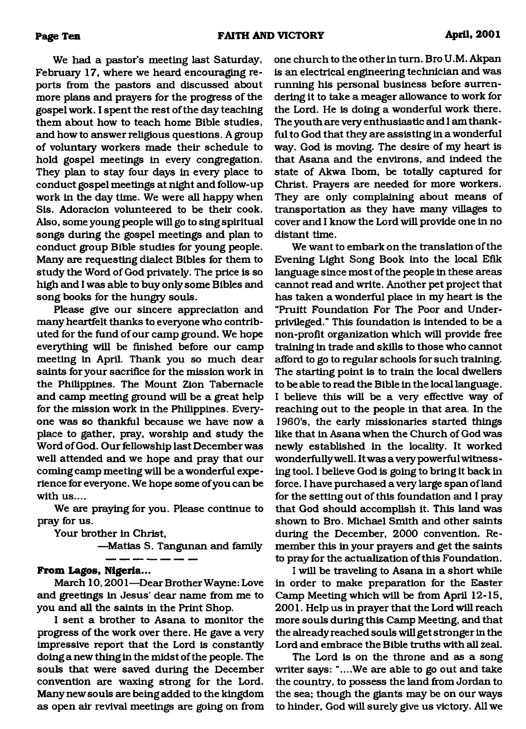We had a pastor's meeting last Saturday, February 17, where we heard encouraging reports from the pastors and discussed about more plans and prayers for the progress of the gospel work. I spent the rest of the day teaching them about how to teach home Bible studies, and how to answer religious questions. A group of voluntary workers made their schedule to hold gospel meetings in every congregation. They plan to stay four days in every place to conduct gospel meetings at night and follow-up work in the day time. We were all happy when Sis. Adoracion volunteered to be their cook. Also, some young people will go to sing spiritual songs during the gospel meetings and plan to conduct group Bible studies for young people. Many are requesting dialect Bibles for them to study the Word of God privately. The price is so high and I was able to buy only some Bibles and song books for the hungry souls.

Please give our sincere appreciation and many heartfelt thanks to everyone who contributed for the fund of our camp ground. We hope everything will be finished before our camp meeting in April. Thank you so much dear saints for your sacrifice for the mission work in the Philippines. The Mount Zion Tabernacle and camp meeting ground will be a great help for the mission work in the Philippines. Everyone was so thankful because we have now a place to gather, pray, worship and study the Word of God. Our fellowship last December was well attended and we hope and pray that our coming camp meeting will be a wonderful experience for everyone. We hope some of you can be with us....

We are praying for you. Please continue to pray for us.

Your brother in Christ,

—Matias S. Tangunan and family

---

**From Lagos, Nigeria...**

March 10, 2001—Dear Brother Wayne: Love and greetings in Jesus' dear name from me to you and all the saints in the Print Shop.

I sent a brother to Asana to monitor the progress of the work over there. He gave a very impressive report that the Lord is constantly doing a new thing in the midst of the people. The souls that were saved during the December convention are waxing strong for the Lord. Many new souls are being added to the kingdom as open air revival meetings are going on from one church to the other in turn. Bro U.M. Akpan is an electrical engineering technician and was running his personal business before surrendering it to take a meager allowance to work for the Lord. He is doing a wonderful work there. The youth are very enthusiastic and I am thankful to God that they are assisting in a wonderful way. God is moving. The desire of my heart is that Asana and the environs, and indeed the state of Akwa Ibom, be totally captured for Christ. Prayers are needed for more workers. They are only complaining about means of transportation as they have many villages to cover and I know the Lord will provide one in no distant time.

We want to embark on the translation of the Evening Light Song Book into the local Efik language since most of the people in these areas cannot read and write. Another pet project that has taken a wonderful place in my heart is the "Pruitt Foundation For The Poor and Underprivileged." This foundation is intended to be a non-profit organization which will provide free training in trade and skills to those who cannot afford to go to regular schools for such training. The starting point is to train the local dwellers to be able to read the Bible in the local language. I believe this will be a very effective way of reaching out to the people in that area. In the 1960's, the early missionaries started things like that in Asana when the Church of God was newly established in the locality. It worked wonderfully well. It was a very powerful witnessing tool. I believe God is going to bring it back in force. I have purchased a very large span of land for the setting out of this foundation and I pray that God should accomplish it. This land was shown to Bro. Michael Smith and other saints during the December, 2000 convention. Remember this in your prayers and get the saints to pray for the actualization of this Foundation.

I will be traveling to Asana in a short while in order to make preparation for the Easter Camp Meeting which will be from April 12-15, 2001. Help us in prayer that the Lord will reach more souls during this Camp Meeting, and that the already reached souls will get stronger in the Lord and embrace the Bible truths with all zeal.

The Lord is on the throne and as a song writer says: "....We are able to go out and take the country, to possess the land from Jordan to the sea; though the giants may be on our ways to hinder, God will surely give us victory. All we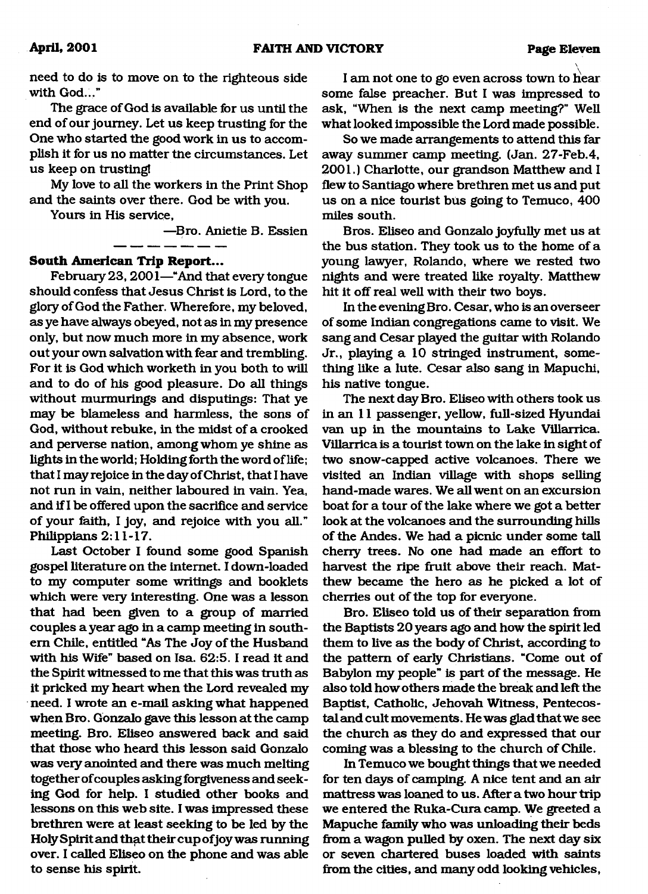need to do is to move on to the righteous side with God..."

The grace of God is available for us until the end of our journey. Let us keep trusting for the One who started the good work in us to accomplish it for us no matter the circumstances. Let us keep on trusting!

My love to all the workers in the Print Shop and the saints over there. God be with you.

Yours in His service,

—Bro. Anietie B. Essien

---

**South American Trip Report...**

February 23, 2001—"And that every tongue should confess that Jesus Christ is Lord, to the glory of God the Father. Wherefore, my beloved, as ye have always obeyed, not as in my presence only, but now much more in my absence, work out your own salvation with fear and trembling. For it is God which worketh in you both to will and to do of his good pleasure. Do all things without murmurings and disputings: That ye may be blameless and harmless, the sons of God, without rebuke, in the midst of a crooked and perverse nation, among whom ye shine as lights in the world; Holding forth the word of life; that I may rejoice in the day of Christ, that I have not run in vain, neither laboured in vain. Yea, and if I be offered upon the sacrifice and service of your faith, I joy, and rejoice with you all." Philippians 2:11-17.

Last October I found some good Spanish gospel literature on the internet. I down-loaded to my computer some writings and booklets which were very interesting. One was a lesson that had been given to a group of married couples a year ago in a camp meeting in southern Chile, entitled "As The Joy of the Husband with his Wife" based on Isa. 62:5. I read it and the Spirit witnessed to me that this was truth as it pricked my heart when the Lord revealed my need. I wrote an e-mail asking what happened when Bro. Gonzalo gave this lesson at the camp meeting. Bro. Eliseo answered back and said that those who heard this lesson said Gonzalo was very anointed and there was much melting together of couples asking forgiveness and seeking God for help. I studied other books and lessons on this web site. I was impressed these brethren were at least seeking to be led by the Holy Spirit and that their cup of joy was running over. I called Eliseo on the phone and was able to sense his spirit.

I am not one to go even across town to hear some false preacher. But I was impressed to ask, "When is the next camp meeting?" Well what looked impossible the Lord made possible.

So we made arrangements to attend this far away summer camp meeting. (Jan. 27-Feb.4, 2001.) Charlotte, our grandson Matthew and I flew to Santiago where brethren met us and put us on a nice tourist bus going to Temuco, 400 miles south.

Bros. Eliseo and Gonzalo joyfully met us at the bus station. They took us to the home of a young lawyer, Rolando, where we rested two nights and were treated like royalty. Matthew hit it off real well with their two boys.

In the evening Bro. Cesar, who is an overseer of some Indian congregations came to visit. We sang and Cesar played the guitar with Rolando Jr., playing a 10 stringed instrument, something like a lute. Cesar also sang in Mapuchi, his native tongue.

The next day Bro. Eliseo with others took us in an 11 passenger, yellow, full-sized Hyundai van up in the mountains to Lake Villarrica. Villarrica is a tourist town on the lake in sight of two snow-capped active volcanoes. There we visited an Indian village with shops selling hand-made wares. We all went on an excursion boat for a tour of the lake where we got a better look at the volcanoes and the surrounding hills of the Andes. We had a picnic under some tall cherry trees. No one had made an effort to harvest the ripe fruit above their reach. Matthew became the hero as he picked a lot of cherries out of the top for everyone.

Bro. Eliseo told us of their separation from the Baptists 20 years ago and how the spirit led them to live as the body of Christ, according to the pattern of early Christians. "Come out of Babylon my people" is part of the message. He also told how others made the break and left the Baptist, Catholic, Jehovah Witness, Pentecostal and cult movements. He was glad that we see the church as they do and expressed that our coming was a blessing to the church of Chile.

In Temuco we bought things that we needed for ten days of camping. A nice tent and an air mattress was loaned to us. After a two hour trip we entered the Ruka-Cura camp. We greeted a Mapuche family who was unloading their beds from a wagon pulled by oxen. The next day six or seven chartered buses loaded with saints from the cities, and many odd looking vehicles,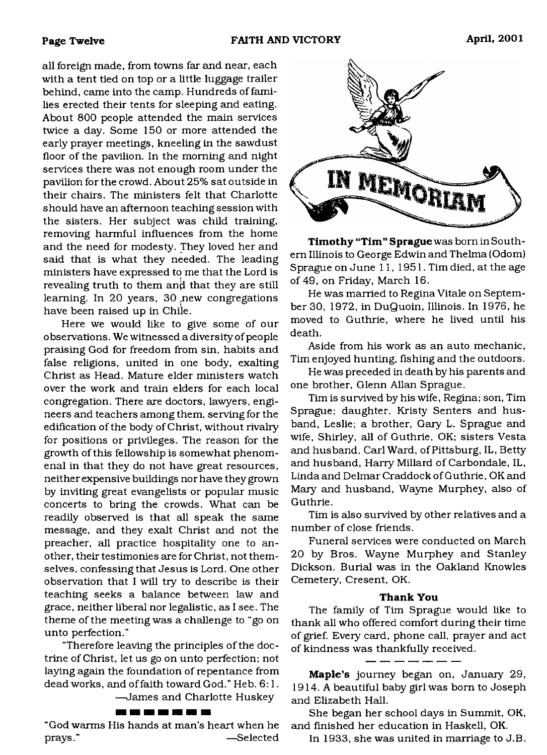all foreign made, from towns far and near, each with a tent tied on top or a little luggage trailer behind, came into the camp. Hundreds of families erected their tents for sleeping and eating. About 800 people attended the main services twice a day. Some 150 or more attended the early prayer meetings, kneeling in the sawdust floor of the pavilion. In the morning and night services there was not enough room under the pavilion for the crowd. About 25% sat outside in their chairs. The ministers felt that Charlotte should have an afternoon teaching session with the sisters. Her subject was child training, removing harmful influences from the home and the need for modesty. They loved her and said that is what they needed. The leading ministers have expressed to me that the Lord is revealing truth to them and that they are still learning. In 20 years, 30 new congregations have been raised up in Chile.

Here we would like to give some of our observations. We witnessed a diversity of people praising God for freedom from sin, habits and false religions, united in one body, exalting Christ as Head. Mature elder ministers watch over the work and train elders for each local congregation. There are doctors, lawyers, engineers and teachers among them, serving for the edification of the body of Christ, without rivalry for positions or privileges. The reason for the growth of this fellowship is somewhat phenomenal in that they do not have great resources, neither expensive buildings nor have they grown by inviting great evangelists or popular music concerts to bring the crowds. What can be readily observed is that all speak the same message, and they exalt Christ and not the preacher, all practice hospitality one to another, their testimonies are for Christ, not themselves, confessing that Jesus is Lord. One other observation that I will try to describe is their teaching seeks a balance between law and grace, neither liberal nor legalistic, as I see. The theme of the meeting was a challenge to "go on unto perfection."

"Therefore leaving the principles of the doctrine of Christ, let us go on unto perfection; not laying again the foundation of repentance from dead works, and of faith toward God." Heb. 6:1.

—James and Charlotte Huskey

---

"God warms His hands at man's heart when he prays." —Selected

# IN MEMORIAM

**Timothy "Tim" Sprague** was born in Southern Illinois to George Edwin and Thelma (Odom) Sprague on June 11, 1951. Tim died, at the age of 49, on Friday, March 16.

He was married to Regina Vitale on September 30, 1972, in DuQuoin, Illinois. In 1976, he moved to Guthrie, where he lived until his death.

Aside from his work as an auto mechanic, Tim enjoyed hunting, fishing and the outdoors.

He was preceded in death by his parents and one brother, Glenn Allan Sprague.

Tim is survived by his wife, Regina; son, Tim Sprague; daughter, Kristy Senters and husband, Leslie; a brother, Gary L. Sprague and wife, Shirley, all of Guthrie, OK; sisters Vesta and husband, Carl Ward, of Pittsburg, IL, Betty and husband, Harry Millard of Carbondale, IL, Linda and Delmar Craddock of Guthrie, OK and Mary and husband, Wayne Murphey, also of Guthrie.

Tim is also survived by other relatives and a number of close friends.

Funeral services were conducted on March 20 by Bros. Wayne Murphey and Stanley Dickson. Burial was in the Oakland Knowles Cemetery, Cresent, OK.

### Thank You

The family of Tim Sprague would like to thank all who offered comfort during their time of grief. Every card, phone call, prayer and act of kindness was thankfully received.

---

**Maple's** journey began on, January 29, 1914. A beautiful baby girl was born to Joseph and Elizabeth Hall.

She began her school days in Summit, OK, and finished her education in Haskell, OK.

In 1933, she was united in marriage to J.B.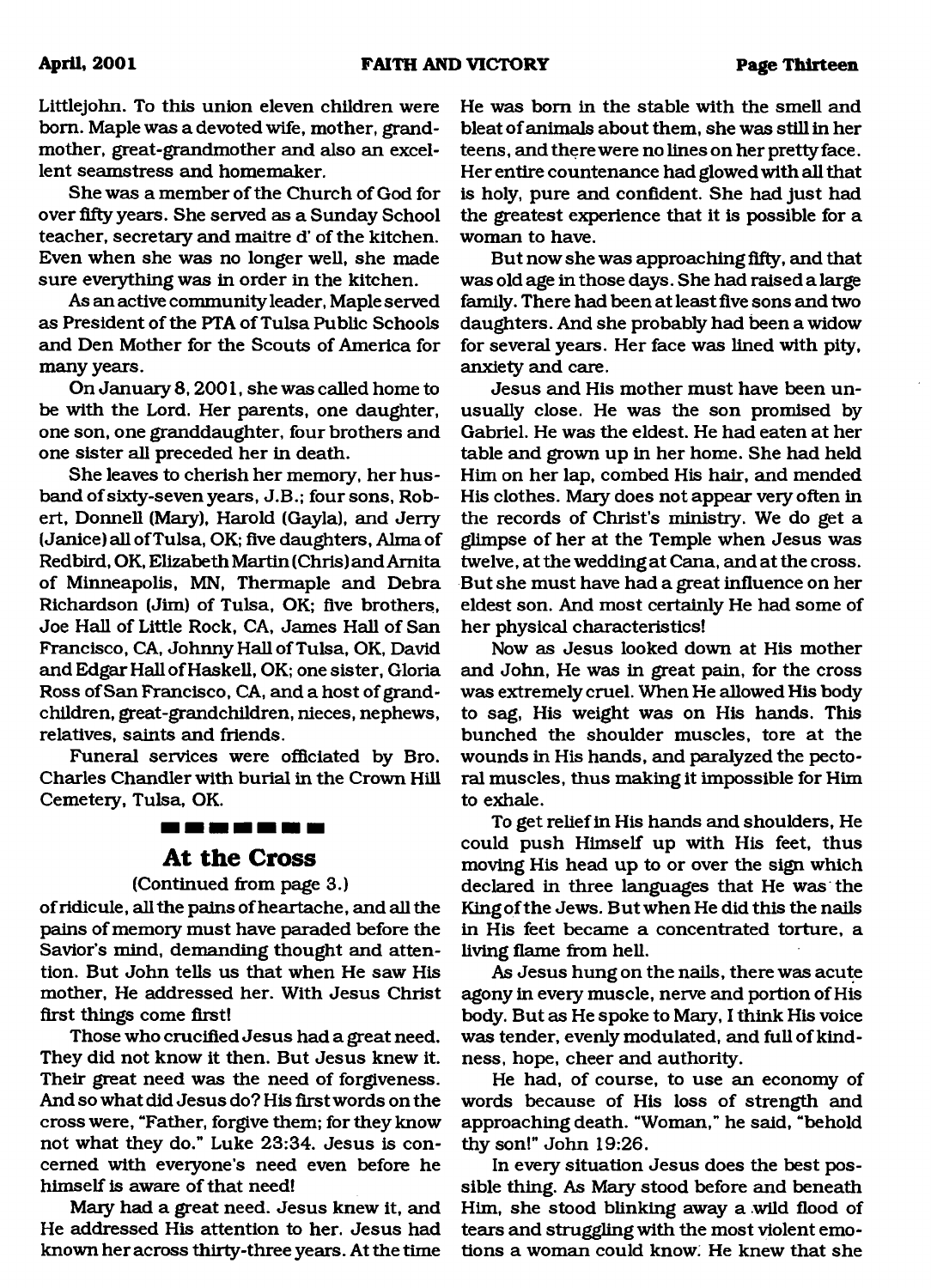Littlejohn. To this union eleven children were born. Maple was a devoted wife, mother, grandmother, great-grandmother and also an excellent seamstress and homemaker.

She was a member of the Church of God for over fifty years. She served as a Sunday School teacher, secretary and maitre d' of the kitchen. Even when she was no longer well, she made sure everything was in order in the kitchen.

As an active community leader, Maple served as President of the PTA of Tulsa Public Schools and Den Mother for the Scouts of America for many years.

On January 8, 2001, she was called home to be with the Lord. Her parents, one daughter, one son, one granddaughter, four brothers and one sister all preceded her in death.

She leaves to cherish her memory, her husband of sixty-seven years, J.B.; four sons, Robert, Donnell (Mary), Harold (Gayla), and Jerry (Janice) all of Tulsa, OK; five daughters, Alma of Redbird, OK, Elizabeth Martin (Chris) and Arnita of Minneapolis, MN, Thermaple and Debra Richardson (Jim) of Tulsa, OK; five brothers, Joe Hall of Little Rock, CA, James Hall of San Francisco, CA, Johnny Hall of Tulsa, OK, David and Edgar Hall of Haskell, OK; one sister, Gloria Ross of San Francisco, CA, and a host of grandchildren, great-grandchildren, nieces, nephews, relatives, saints and friends.

Funeral services were officiated by Bro. Charles Chandler with burial in the Crown Hill Cemetery, Tulsa, OK.

## At the Cross

(Continued from page 3.)

of ridicule, all the pains of heartache, and all the pains of memory must have paraded before the Savior's mind, demanding thought and attention. But John tells us that when He saw His mother, He addressed her. With Jesus Christ first things come first!

Those who crucified Jesus had a great need. They did not know it then. But Jesus knew it. Their great need was the need of forgiveness. And so what did Jesus do? His first words on the cross were, "Father, forgive them; for they know not what they do." Luke 23:34. Jesus is concerned with everyone's need even before he himself is aware of that need!

Mary had a great need. Jesus knew it, and He addressed His attention to her. Jesus had known her across thirty-three years. At the time He was born in the stable with the smell and bleat of animals about them, she was still in her teens, and there were no lines on her pretty face. Her entire countenance had glowed with all that is holy, pure and confident. She had just had the greatest experience that it is possible for a woman to have.

But now she was approaching fifty, and that was old age in those days. She had raised a large family. There had been at least five sons and two daughters. And she probably had been a widow for several years. Her face was lined with pity, anxiety and care.

Jesus and His mother must have been unusually close. He was the son promised by Gabriel. He was the eldest. He had eaten at her table and grown up in her home. She had held Him on her lap, combed His hair, and mended His clothes. Mary does not appear very often in the records of Christ's ministry. We do get a glimpse of her at the Temple when Jesus was twelve, at the wedding at Cana, and at the cross. But she must have had a great influence on her eldest son. And most certainly He had some of her physical characteristics!

Now as Jesus looked down at His mother and John, He was in great pain, for the cross was extremely cruel. When He allowed His body to sag, His weight was on His hands. This bunched the shoulder muscles, tore at the wounds in His hands, and paralyzed the pectoral muscles, thus making it impossible for Him to exhale.

To get relief in His hands and shoulders, He could push Himself up with His feet, thus moving His head up to or over the sign which declared in three languages that He was the King of the Jews. But when He did this the nails in His feet became a concentrated torture, a living flame from hell.

As Jesus hung on the nails, there was acute agony in every muscle, nerve and portion of His body. But as He spoke to Mary, I think His voice was tender, evenly modulated, and full of kindness, hope, cheer and authority.

He had, of course, to use an economy of words because of His loss of strength and approaching death. "Woman," he said, "behold thy son!" John 19:26.

In every situation Jesus does the best possible thing. As Mary stood before and beneath Him, she stood blinking away a wild flood of tears and struggling with the most violent emotions a woman could know. He knew that she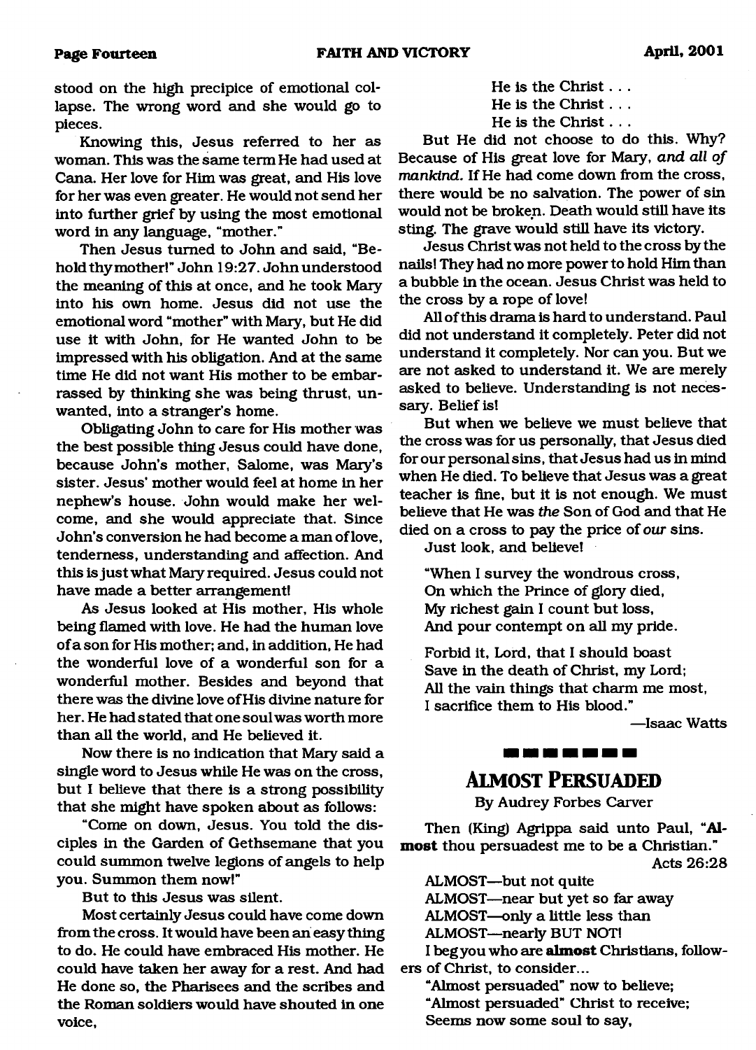stood on the high precipice of emotional collapse. The wrong word and she would go to pieces.

Knowing this, Jesus referred to her as woman. This was the same term He had used at Cana. Her love for Him was great, and His love for her was even greater. He would not send her into further grief by using the most emotional word in any language, "mother."

Then Jesus turned to John and said, "Behold thy mother!" John 19:27. John understood the meaning of this at once, and he took Mary into his own home. Jesus did not use the emotional word "mother" with Mary, but He did use it with John, for He wanted John to be impressed with his obligation. And at the same time He did not want His mother to be embarrassed by thinking she was being thrust, unwanted, into a stranger's home.

Obligating John to care for His mother was the best possible thing Jesus could have done, because John's mother, Salome, was Mary's sister. Jesus' mother would feel at home in her nephew's house. John would make her welcome, and she would appreciate that. Since John's conversion he had become a man of love, tenderness, understanding and affection. And this is just what Mary required. Jesus could not have made a better arrangement!

As Jesus looked at His mother, His whole being flamed with love. He had the human love of a son for His mother; and, in addition, He had the wonderful love of a wonderful son for a wonderful mother. Besides and beyond that there was the divine love of His divine nature for her. He had stated that one soul was worth more than all the world, and He believed it.

Now there is no indication that Mary said a single word to Jesus while He was on the cross, but I believe that there is a strong possibility that she might have spoken about as follows:

"Come on down, Jesus. You told the disciples in the Garden of Gethsemane that you could summon twelve legions of angels to help you. Summon them now!"

But to this Jesus was silent.

Most certainly Jesus could have come down from the cross. It would have been an easy thing to do. He could have embraced His mother. He could have taken her away for a rest. And had He done so, the Pharisees and the scribes and the Roman soldiers would have shouted in one voice,

He is the Christ . . .
He is the Christ . . .
He is the Christ . . .

But He did not choose to do this. Why? Because of His great love for Mary, *and all of mankind.* If He had come down from the cross, there would be no salvation. The power of sin would not be broken. Death would still have its sting. The grave would still have its victory.

Jesus Christ was not held to the cross by the nails! They had no more power to hold Him than a bubble in the ocean. Jesus Christ was held to the cross by a rope of love!

All of this drama is hard to understand. Paul did not understand it completely. Peter did not understand it completely. Nor can you. But we are not asked to understand it. We are merely asked to believe. Understanding is not necessary. Belief is!

But when we believe we must believe that the cross was for us personally, that Jesus died for our personal sins, that Jesus had us in mind when He died. To believe that Jesus was a great teacher is fine, but it is not enough. We must believe that He was *the* Son of God and that He died on a cross to pay the price of *our* sins.

Just look, and believe!

"When I survey the wondrous cross,
On which the Prince of glory died,
My richest gain I count but loss,
And pour contempt on all my pride.

Forbid it, Lord, that I should boast
Save in the death of Christ, my Lord;
All the vain things that charm me most,
I sacrifice them to His blood."

—Isaac Watts

## ALMOST PERSUADED

By Audrey Forbes Carver

Then (King) Agrippa said unto Paul, "**Almost** thou persuadest me to be a Christian."
Acts 26:28

ALMOST—but not quite
ALMOST—near but yet so far away
ALMOST—only a little less than
ALMOST—nearly BUT NOT!

I beg you who are **almost** Christians, followers of Christ, to consider...

"Almost persuaded" now to believe;
"Almost persuaded" Christ to receive;
Seems now some soul to say,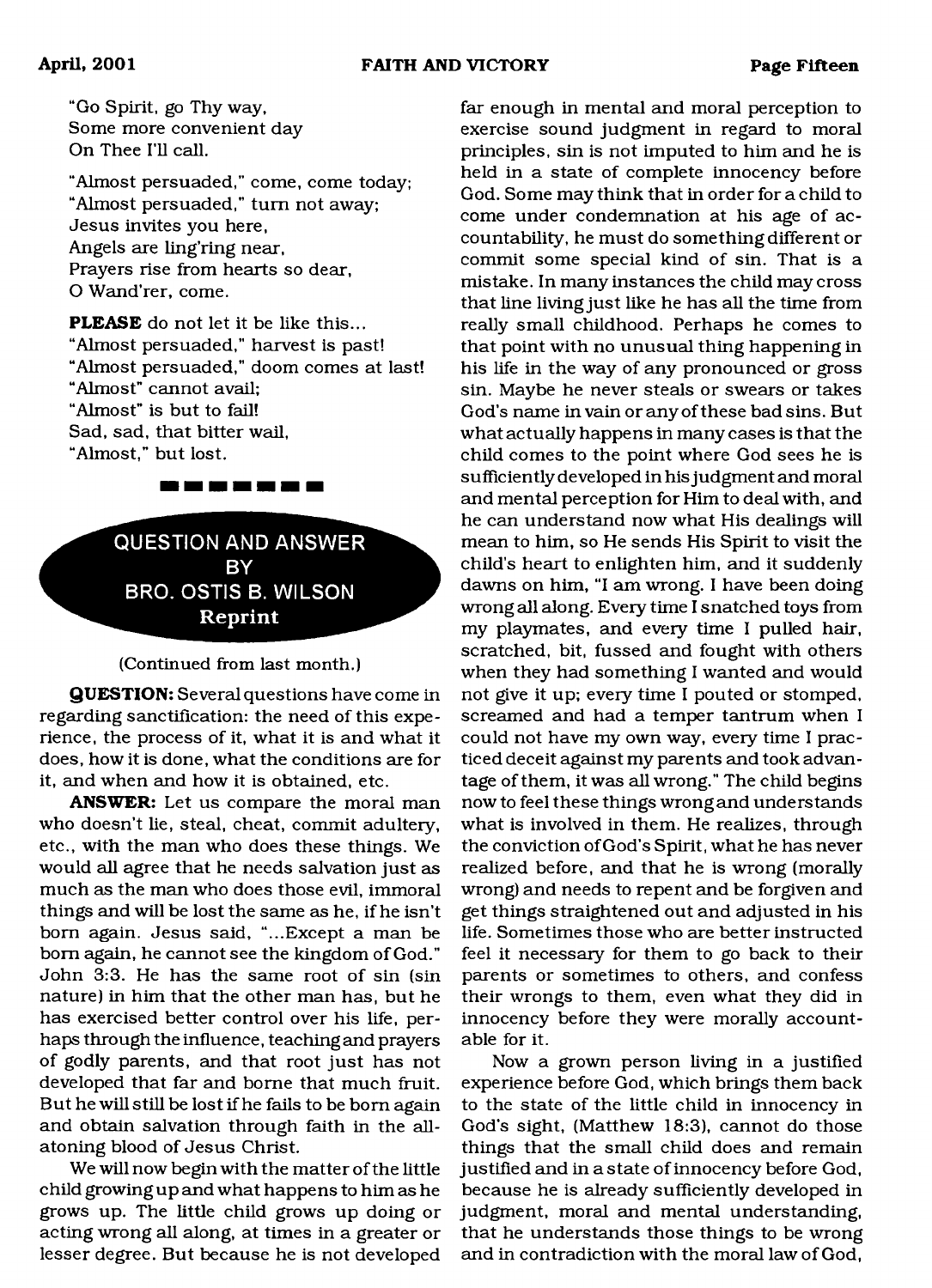"Go Spirit, go Thy way,
Some more convenient day
On Thee I'll call.

"Almost persuaded," come, come today;
"Almost persuaded," turn not away;
Jesus invites you here,
Angels are ling'ring near,
Prayers rise from hearts so dear,
O Wand'rer, come.

**PLEASE** do not let it be like this...
"Almost persuaded," harvest is past!
"Almost persuaded," doom comes at last!
"Almost" cannot avail;
"Almost" is but to fail!
Sad, sad, that bitter wail,
"Almost," but lost.

## QUESTION AND ANSWER BY BRO. OSTIS B. WILSON
**Reprint**

(Continued from last month.)

**QUESTION:** Several questions have come in regarding sanctification: the need of this experience, the process of it, what it is and what it does, how it is done, what the conditions are for it, and when and how it is obtained, etc.

**ANSWER:** Let us compare the moral man who doesn't lie, steal, cheat, commit adultery, etc., with the man who does these things. We would all agree that he needs salvation just as much as the man who does those evil, immoral things and will be lost the same as he, if he isn't born again. Jesus said, "...Except a man be born again, he cannot see the kingdom of God." John 3:3. He has the same root of sin (sin nature) in him that the other man has, but he has exercised better control over his life, perhaps through the influence, teaching and prayers of godly parents, and that root just has not developed that far and borne that much fruit. But he will still be lost if he fails to be born again and obtain salvation through faith in the all-atoning blood of Jesus Christ.

We will now begin with the matter of the little child growing up and what happens to him as he grows up. The little child grows up doing or acting wrong all along, at times in a greater or lesser degree. But because he is not developed far enough in mental and moral perception to exercise sound judgment in regard to moral principles, sin is not imputed to him and he is held in a state of complete innocency before God. Some may think that in order for a child to come under condemnation at his age of accountability, he must do something different or commit some special kind of sin. That is a mistake. In many instances the child may cross that line living just like he has all the time from really small childhood. Perhaps he comes to that point with no unusual thing happening in his life in the way of any pronounced or gross sin. Maybe he never steals or swears or takes God's name in vain or any of these bad sins. But what actually happens in many cases is that the child comes to the point where God sees he is sufficiently developed in his judgment and moral and mental perception for Him to deal with, and he can understand now what His dealings will mean to him, so He sends His Spirit to visit the child's heart to enlighten him, and it suddenly dawns on him, "I am wrong. I have been doing wrong all along. Every time I snatched toys from my playmates, and every time I pulled hair, scratched, bit, fussed and fought with others when they had something I wanted and would not give it up; every time I pouted or stomped, screamed and had a temper tantrum when I could not have my own way, every time I practiced deceit against my parents and took advantage of them, it was all wrong." The child begins now to feel these things wrong and understands what is involved in them. He realizes, through the conviction of God's Spirit, what he has never realized before, and that he is wrong (morally wrong) and needs to repent and be forgiven and get things straightened out and adjusted in his life. Sometimes those who are better instructed feel it necessary for them to go back to their parents or sometimes to others, and confess their wrongs to them, even what they did in innocency before they were morally accountable for it.

Now a grown person living in a justified experience before God, which brings them back to the state of the little child in innocency in God's sight, (Matthew 18:3), cannot do those things that the small child does and remain justified and in a state of innocency before God, because he is already sufficiently developed in judgment, moral and mental understanding, that he understands those things to be wrong and in contradiction with the moral law of God,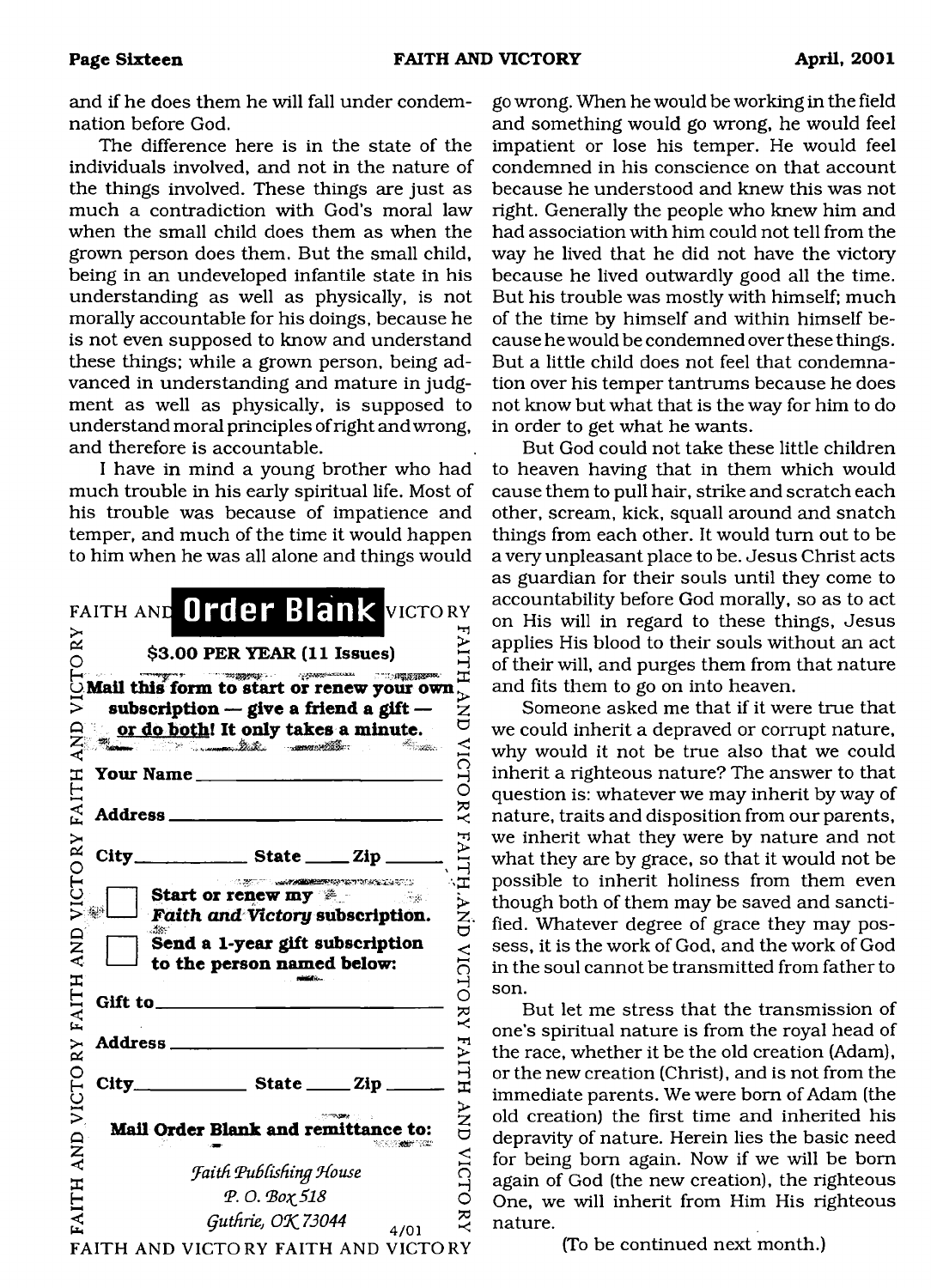and if he does them he will fall under condemnation before God.

The difference here is in the state of the individuals involved, and not in the nature of the things involved. These things are just as much a contradiction with God's moral law when the small child does them as when the grown person does them. But the small child, being in an undeveloped infantile state in his understanding as well as physically, is not morally accountable for his doings, because he is not even supposed to know and understand these things; while a grown person, being advanced in understanding and mature in judgment as well as physically, is supposed to understand moral principles of right and wrong, and therefore is accountable.

I have in mind a young brother who had much trouble in his early spiritual life. Most of his trouble was because of impatience and temper, and much of the time it would happen to him when he was all alone and things would go wrong. When he would be working in the field and something would go wrong, he would feel impatient or lose his temper. He would feel condemned in his conscience on that account because he understood and knew this was not right. Generally the people who knew him and had association with him could not tell from the way he lived that he did not have the victory because he lived outwardly good all the time. But his trouble was mostly with himself; much of the time by himself and within himself because he would be condemned over these things. But a little child does not feel that condemnation over his temper tantrums because he does not know but what that is the way for him to do in order to get what he wants.

But God could not take these little children to heaven having that in them which would cause them to pull hair, strike and scratch each other, scream, kick, squall around and snatch things from each other. It would turn out to be a very unpleasant place to be. Jesus Christ acts as guardian for their souls until they come to accountability before God morally, so as to act on His will in regard to these things, Jesus applies His blood to their souls without an act of their will, and purges them from that nature and fits them to go on into heaven.

Someone asked me that if it were true that we could inherit a depraved or corrupt nature, why would it not be true also that we could inherit a righteous nature? The answer to that question is: whatever we may inherit by way of nature, traits and disposition from our parents, we inherit what they were by nature and not what they are by grace, so that it would not be possible to inherit holiness from them even though both of them may be saved and sanctified. Whatever degree of grace they may possess, it is the work of God, and the work of God in the soul cannot be transmitted from father to son.

But let me stress that the transmission of one's spiritual nature is from the royal head of the race, whether it be the old creation (Adam), or the new creation (Christ), and is not from the immediate parents. We were born of Adam (the old creation) the first time and inherited his depravity of nature. Herein lies the basic need for being born again. Now if we will be born again of God (the new creation), the righteous One, we will inherit from Him His righteous nature.

(To be continued next month.)

---

## Order Blank

**$3.00 PER YEAR (11 Issues)**

**Mail this form to start or renew your own subscription — give a friend a gift — or do both! It only takes a minute.**

**Your Name** ______________________

**Address** ______________________

**City** ________ **State** _____ **Zip** _____

☐ **Start or renew my *Faith and Victory* subscription.**

☐ **Send a 1-year gift subscription to the person named below:**

**Gift to** ______________________

**Address** ______________________

**City** ________ **State** _____ **Zip** _____

**Mail Order Blank and remittance to:**

*Faith Publishing House*
*P. O. Box 518*
*Guthrie, OK 73044*

4/01